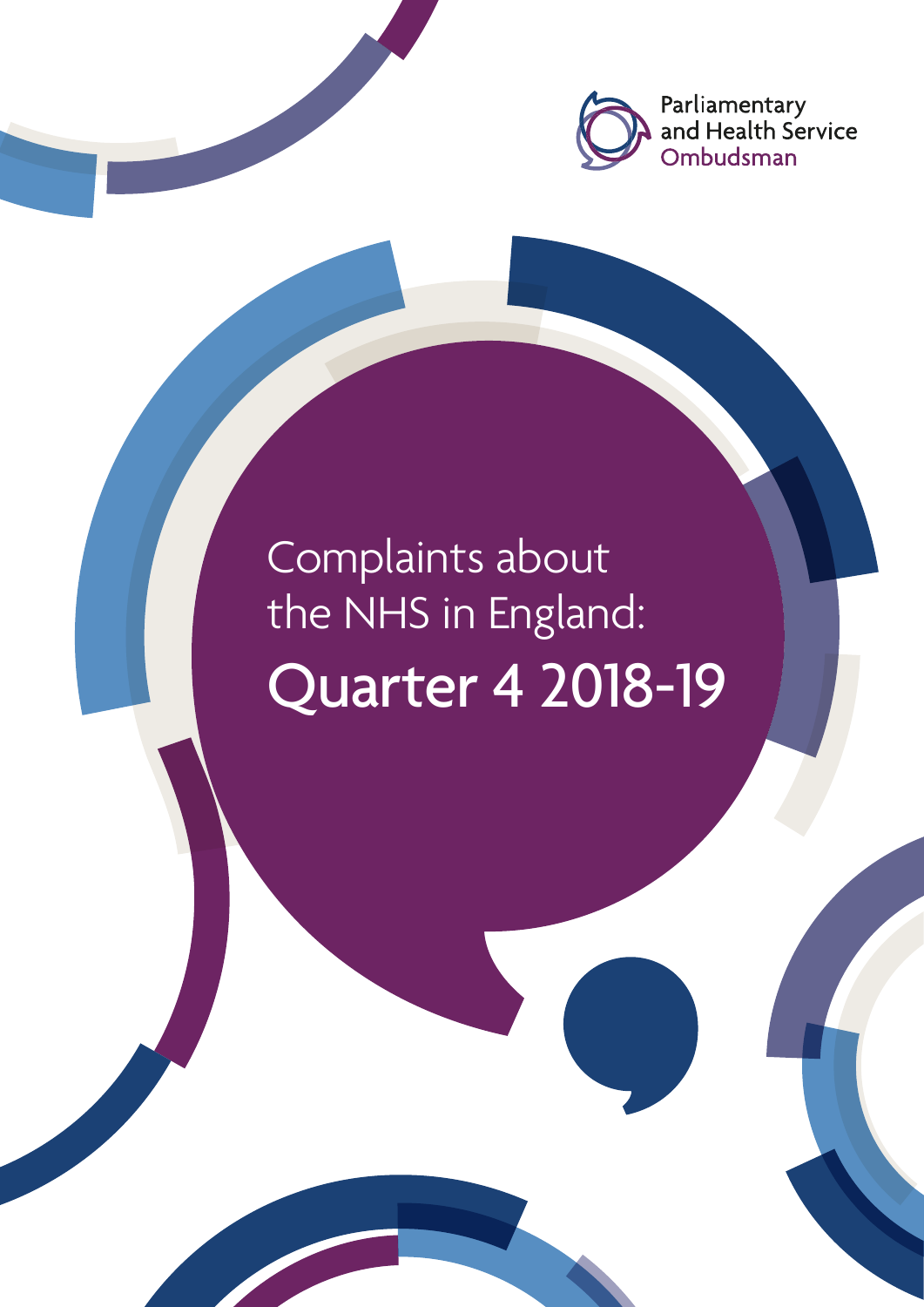Parliamentary and Health Service Ombudsman

# Complaints about the NHS in England: Quarter 4 2018-19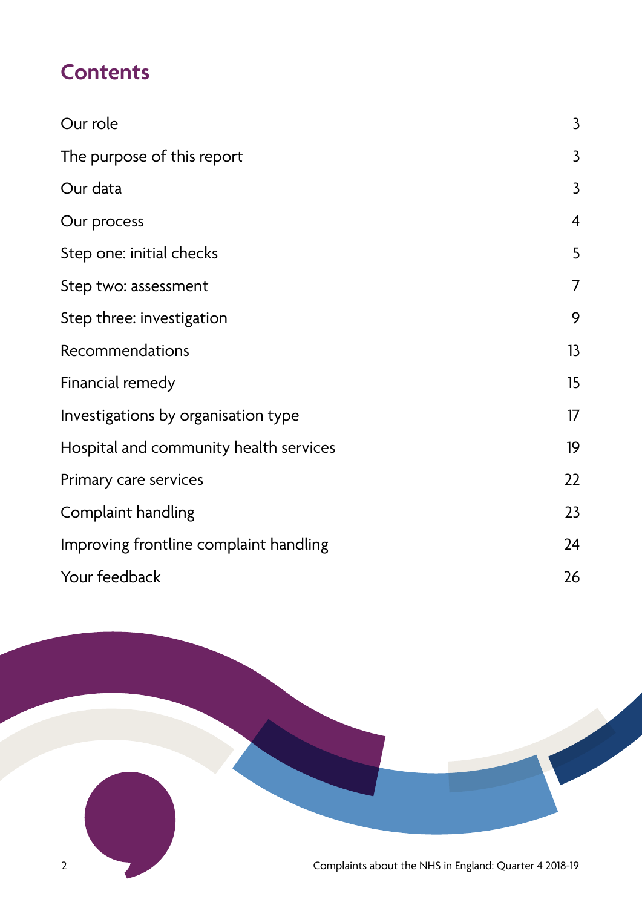# Contents

| | |
|---|---|
| Our role | 3 |
| The purpose of this report | 3 |
| Our data | 3 |
| Our process | 4 |
| Step one: initial checks | 5 |
| Step two: assessment | 7 |
| Step three: investigation | 9 |
| Recommendations | 13 |
| Financial remedy | 15 |
| Investigations by organisation type | 17 |
| Hospital and community health services | 19 |
| Primary care services | 22 |
| Complaint handling | 23 |
| Improving frontline complaint handling | 24 |
| Your feedback | 26 |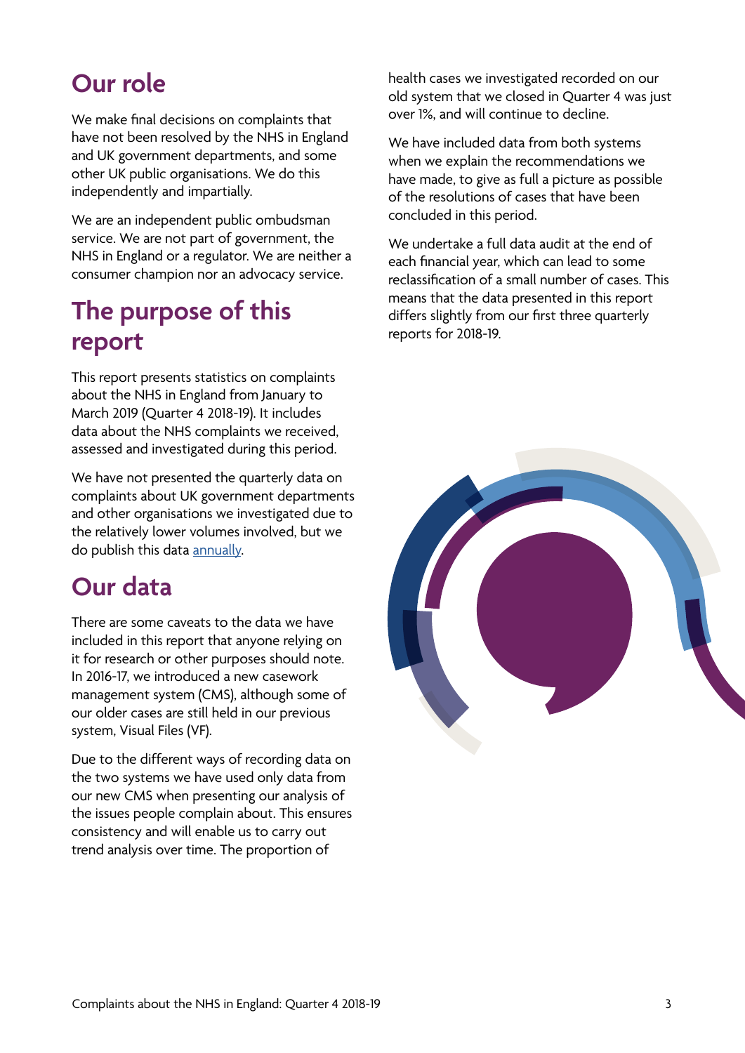## Our role

We make final decisions on complaints that have not been resolved by the NHS in England and UK government departments, and some other UK public organisations. We do this independently and impartially.

We are an independent public ombudsman service. We are not part of government, the NHS in England or a regulator. We are neither a consumer champion nor an advocacy service.

## The purpose of this report

This report presents statistics on complaints about the NHS in England from January to March 2019 (Quarter 4 2018-19). It includes data about the NHS complaints we received, assessed and investigated during this period.

We have not presented the quarterly data on complaints about UK government departments and other organisations we investigated due to the relatively lower volumes involved, but we do publish this data annually.

## Our data

There are some caveats to the data we have included in this report that anyone relying on it for research or other purposes should note. In 2016-17, we introduced a new casework management system (CMS), although some of our older cases are still held in our previous system, Visual Files (VF).

Due to the different ways of recording data on the two systems we have used only data from our new CMS when presenting our analysis of the issues people complain about. This ensures consistency and will enable us to carry out trend analysis over time. The proportion of health cases we investigated recorded on our old system that we closed in Quarter 4 was just over 1%, and will continue to decline.

We have included data from both systems when we explain the recommendations we have made, to give as full a picture as possible of the resolutions of cases that have been concluded in this period.

We undertake a full data audit at the end of each financial year, which can lead to some reclassification of a small number of cases. This means that the data presented in this report differs slightly from our first three quarterly reports for 2018-19.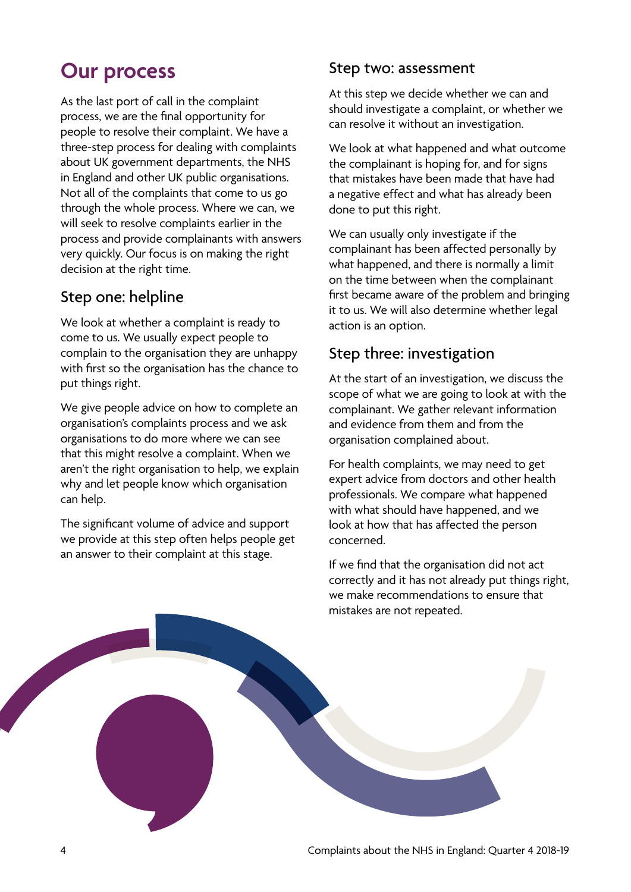# Our process

As the last port of call in the complaint process, we are the final opportunity for people to resolve their complaint. We have a three-step process for dealing with complaints about UK government departments, the NHS in England and other UK public organisations. Not all of the complaints that come to us go through the whole process. Where we can, we will seek to resolve complaints earlier in the process and provide complainants with answers very quickly. Our focus is on making the right decision at the right time.

## Step one: helpline

We look at whether a complaint is ready to come to us. We usually expect people to complain to the organisation they are unhappy with first so the organisation has the chance to put things right.

We give people advice on how to complete an organisation's complaints process and we ask organisations to do more where we can see that this might resolve a complaint. When we aren't the right organisation to help, we explain why and let people know which organisation can help.

The significant volume of advice and support we provide at this step often helps people get an answer to their complaint at this stage.

## Step two: assessment

At this step we decide whether we can and should investigate a complaint, or whether we can resolve it without an investigation.

We look at what happened and what outcome the complainant is hoping for, and for signs that mistakes have been made that have had a negative effect and what has already been done to put this right.

We can usually only investigate if the complainant has been affected personally by what happened, and there is normally a limit on the time between when the complainant first became aware of the problem and bringing it to us. We will also determine whether legal action is an option.

## Step three: investigation

At the start of an investigation, we discuss the scope of what we are going to look at with the complainant. We gather relevant information and evidence from them and from the organisation complained about.

For health complaints, we may need to get expert advice from doctors and other health professionals. We compare what happened with what should have happened, and we look at how that has affected the person concerned.

If we find that the organisation did not act correctly and it has not already put things right, we make recommendations to ensure that mistakes are not repeated.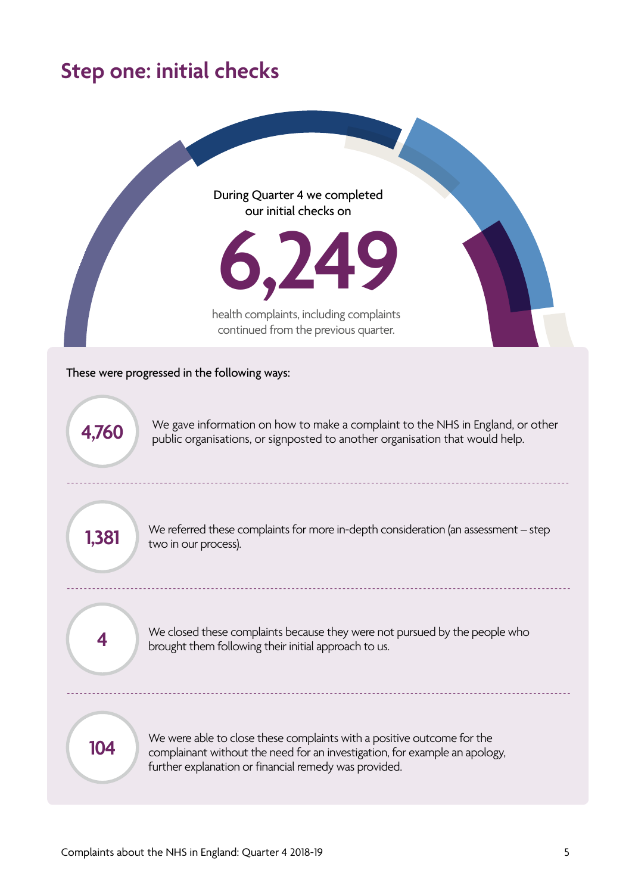## Step one: initial checks

During Quarter 4 we completed our initial checks on

**6,249**

health complaints, including complaints continued from the previous quarter.

These were progressed in the following ways:

**4,760** We gave information on how to make a complaint to the NHS in England, or other public organisations, or signposted to another organisation that would help.

---

**1,381** We referred these complaints for more in-depth consideration (an assessment – step two in our process).

---

**4** We closed these complaints because they were not pursued by the people who brought them following their initial approach to us.

---

**104** We were able to close these complaints with a positive outcome for the complainant without the need for an investigation, for example an apology, further explanation or financial remedy was provided.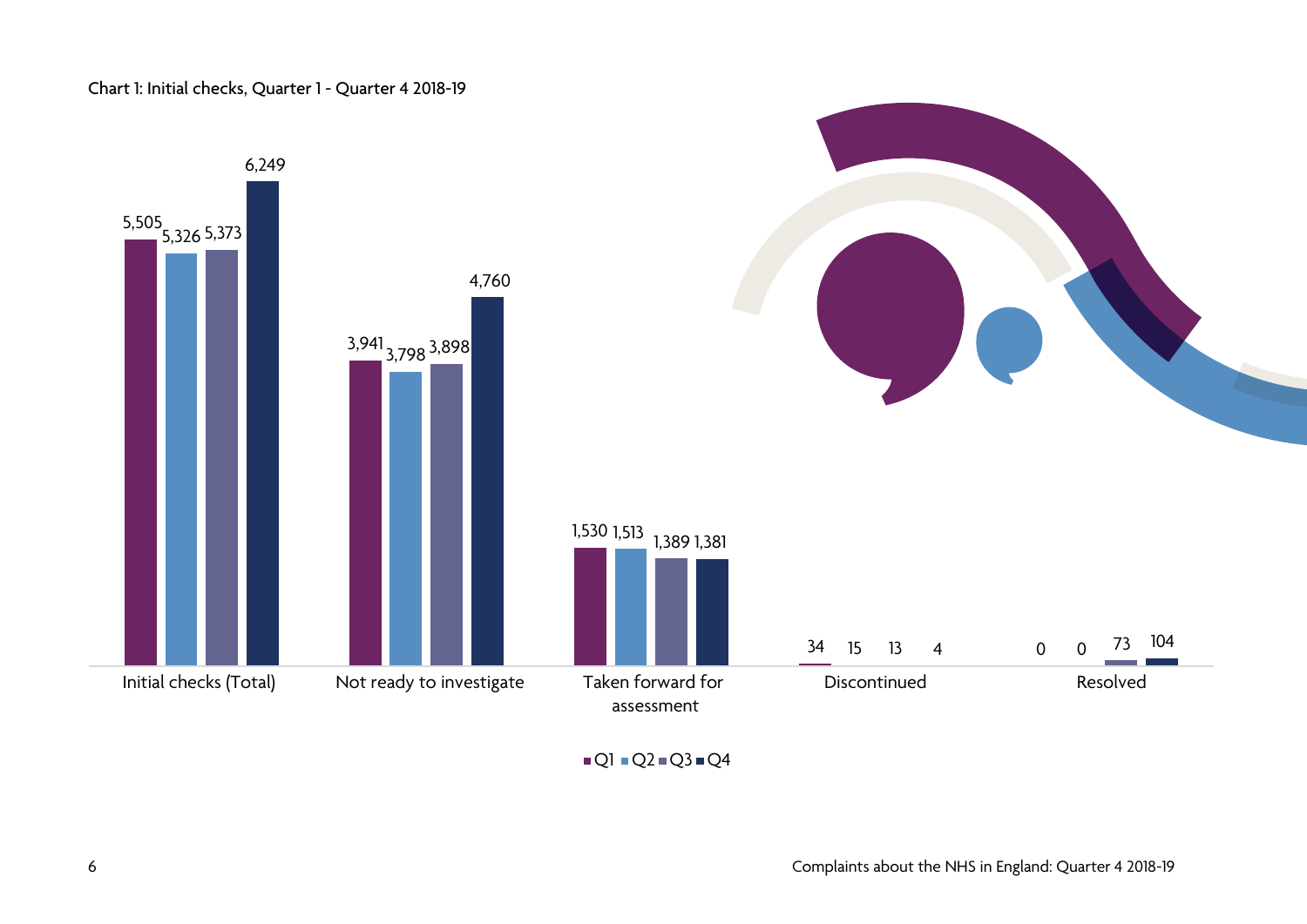Chart 1: Initial checks, Quarter 1 - Quarter 4 2018-19

| | Q1 | Q2 | Q3 | Q4 |
|---|---|---|---|---|
| Initial checks (Total) | 5,505 | 5,326 | 5,373 | 6,249 |
| Not ready to investigate | 3,941 | 3,798 | 3,898 | 4,760 |
| Taken forward for assessment | 1,530 | 1,513 | 1,389 | 1,381 |
| Discontinued | 34 | 15 | 13 | 4 |
| Resolved | 0 | 0 | 73 | 104 |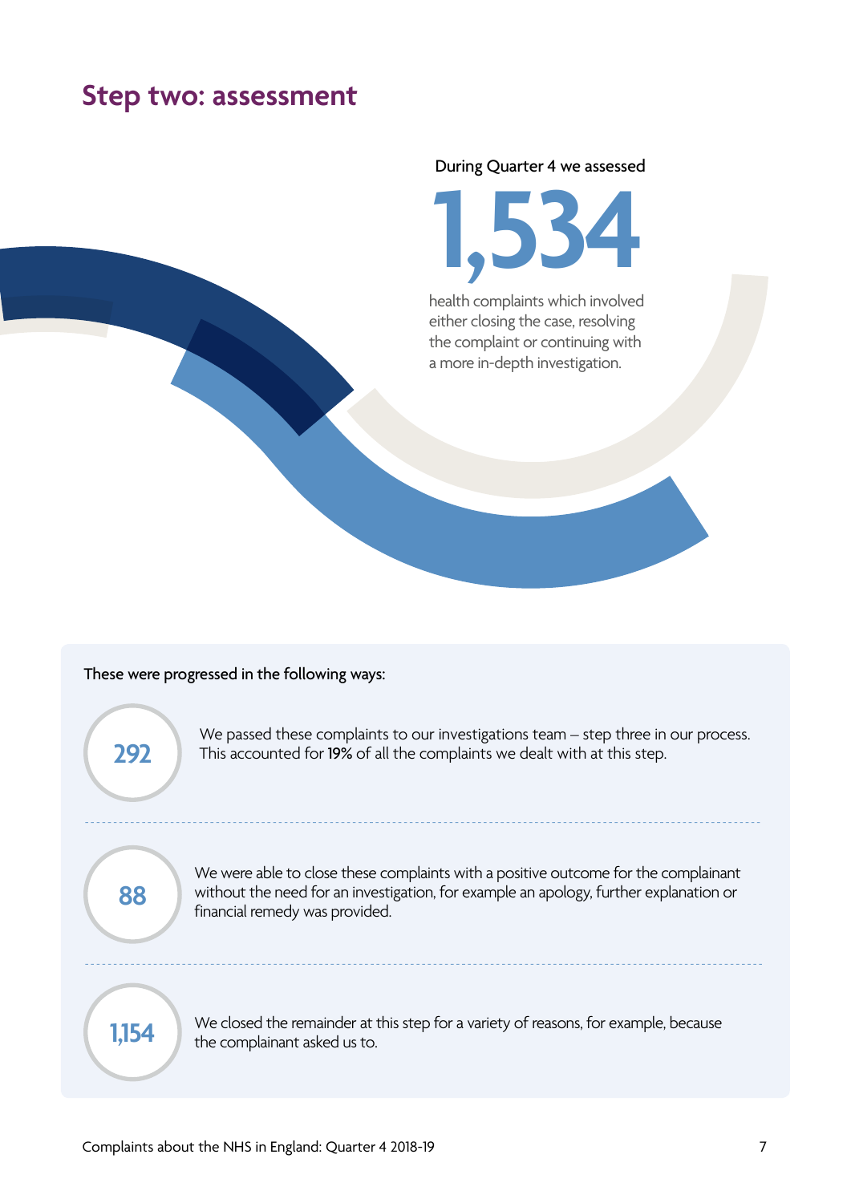## Step two: assessment

During Quarter 4 we assessed

**1,534**

health complaints which involved either closing the case, resolving the complaint or continuing with a more in-depth investigation.

These were progressed in the following ways:

**292** — We passed these complaints to our investigations team – step three in our process. This accounted for **19%** of all the complaints we dealt with at this step.

**88** — We were able to close these complaints with a positive outcome for the complainant without the need for an investigation, for example an apology, further explanation or financial remedy was provided.

**1,154** — We closed the remainder at this step for a variety of reasons, for example, because the complainant asked us to.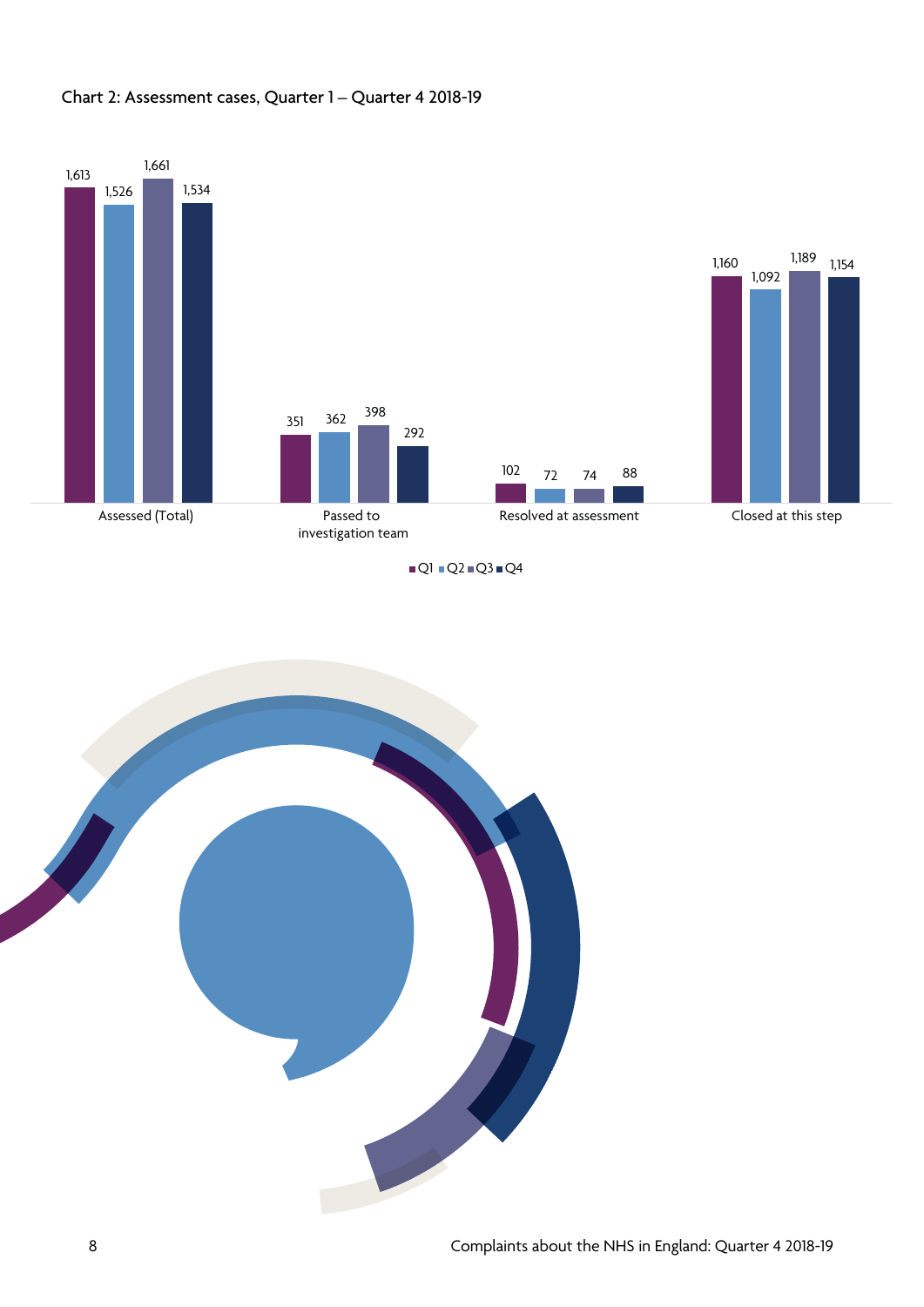Chart 2: Assessment cases, Quarter 1 – Quarter 4 2018-19

| | Q1 | Q2 | Q3 | Q4 |
|---|---|---|---|---|
| Assessed (Total) | 1,613 | 1,526 | 1,661 | 1,534 |
| Passed to investigation team | 351 | 362 | 398 | 292 |
| Resolved at assessment | 102 | 72 | 74 | 88 |
| Closed at this step | 1,160 | 1,092 | 1,189 | 1,154 |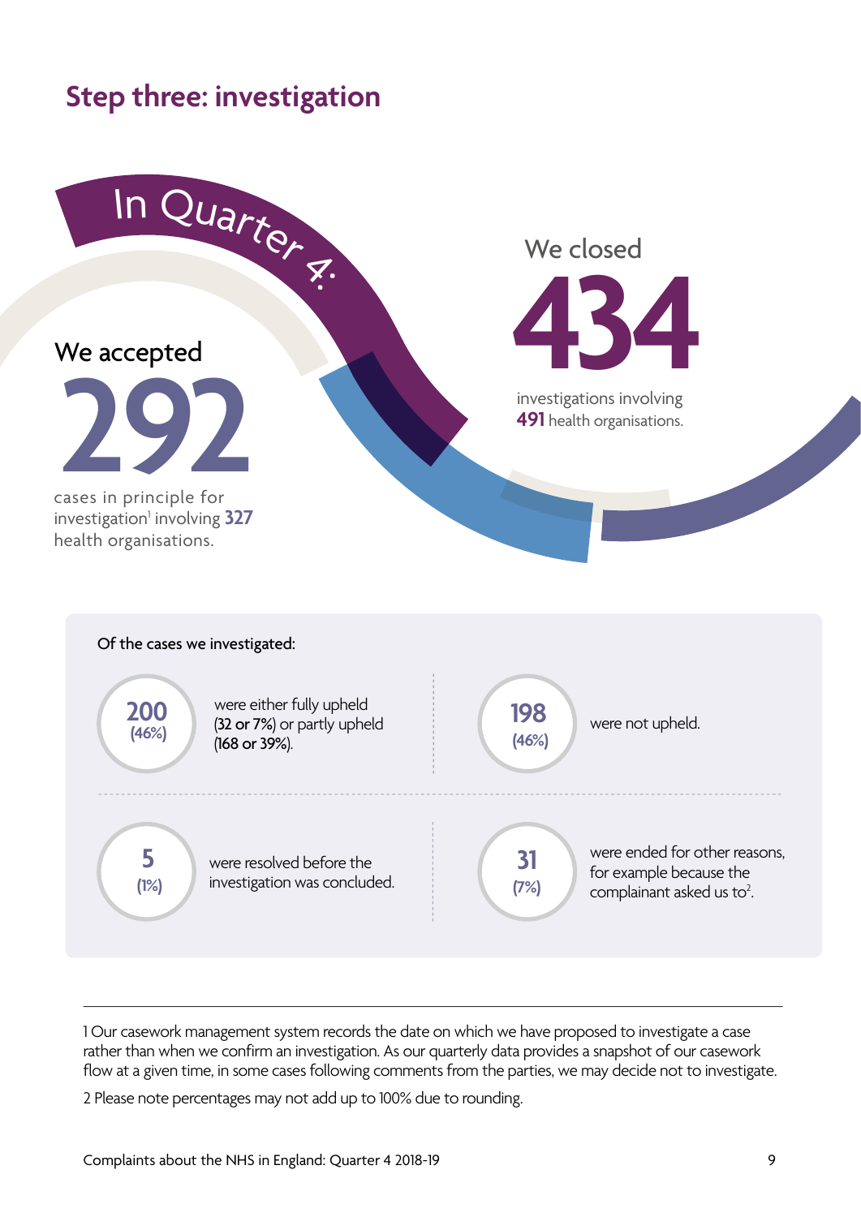## Step three: investigation

In Quarter 4:

We accepted **292** cases in principle for investigation[1] involving **327** health organisations.

We closed **434** investigations involving **491** health organisations.

Of the cases we investigated:

- **200 (46%)** were either fully upheld (32 or 7%) or partly upheld (168 or 39%).
- **198 (46%)** were not upheld.
- **5 (1%)** were resolved before the investigation was concluded.
- **31 (7%)** were ended for other reasons, for example because the complainant asked us to[2].

---

1 Our casework management system records the date on which we have proposed to investigate a case rather than when we confirm an investigation. As our quarterly data provides a snapshot of our casework flow at a given time, in some cases following comments from the parties, we may decide not to investigate.

2 Please note percentages may not add up to 100% due to rounding.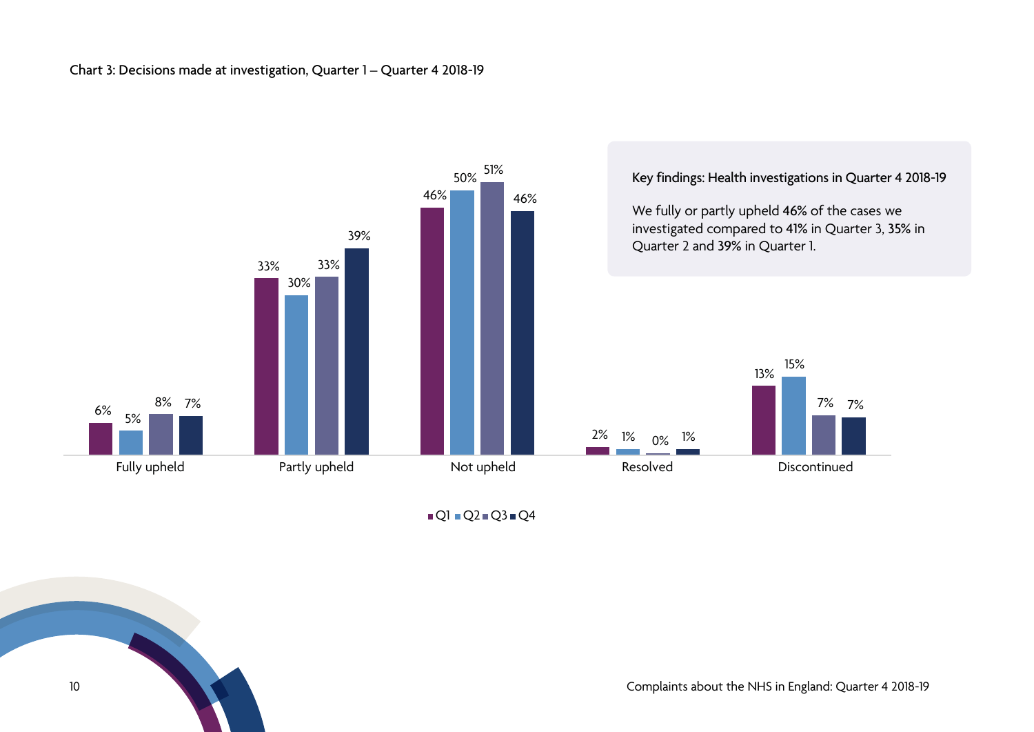Chart 3: Decisions made at investigation, Quarter 1 – Quarter 4 2018-19

| | Q1 | Q2 | Q3 | Q4 |
|---|---|---|---|---|
| Fully upheld | 6% | 5% | 8% | 7% |
| Partly upheld | 33% | 30% | 33% | 39% |
| Not upheld | 46% | 50% | 51% | 46% |
| Resolved | 2% | 1% | 0% | 1% |
| Discontinued | 13% | 15% | 7% | 7% |

**Key findings: Health investigations in Quarter 4 2018-19**

We fully or partly upheld **46%** of the cases we investigated compared to **41%** in Quarter 3, **35%** in Quarter 2 and **39%** in Quarter 1.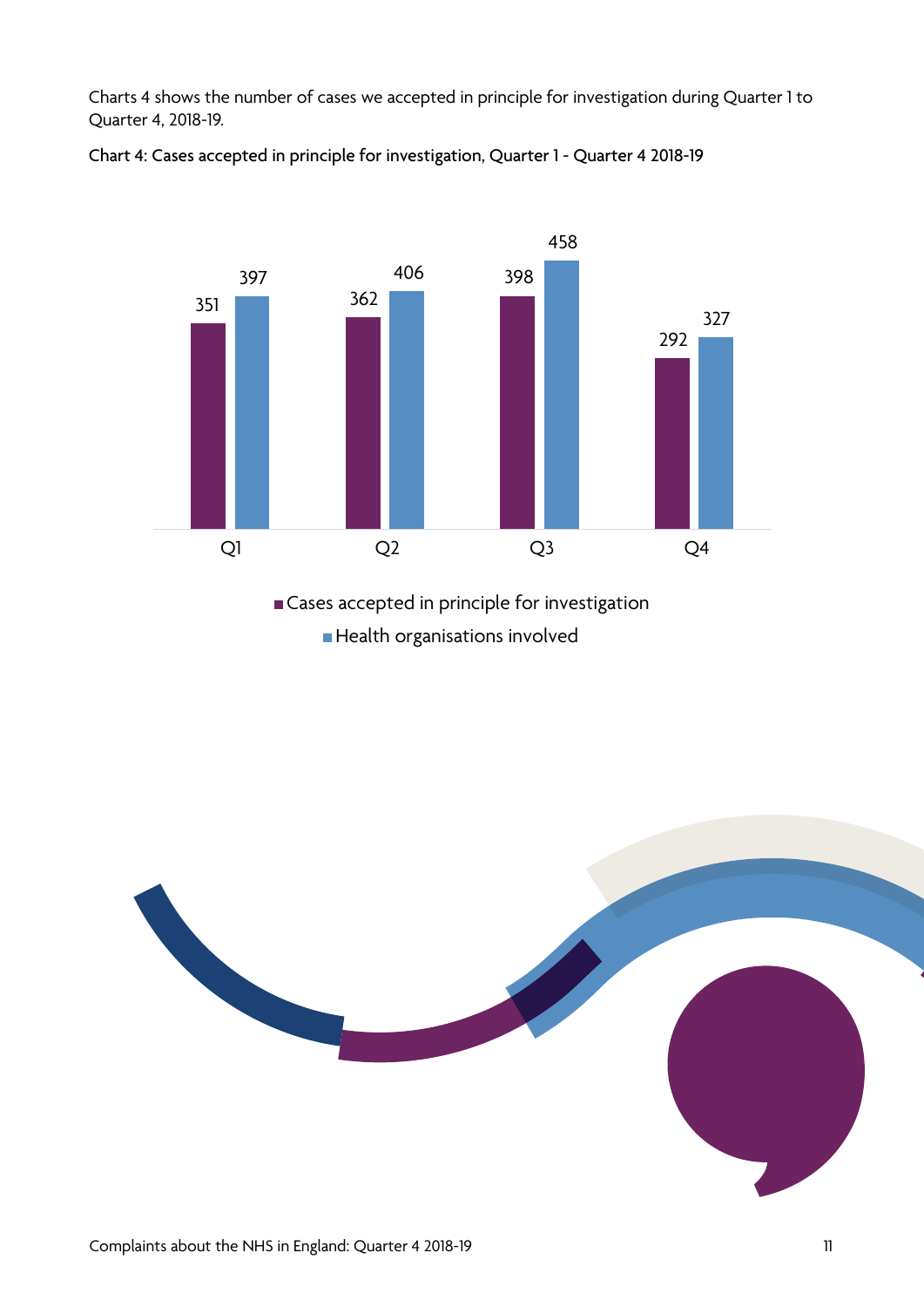Charts 4 shows the number of cases we accepted in principle for investigation during Quarter 1 to Quarter 4, 2018-19.

**Chart 4: Cases accepted in principle for investigation, Quarter 1 - Quarter 4 2018-19**

| | Cases accepted in principle for investigation | Health organisations involved |
|---|---|---|
| Q1 | 351 | 397 |
| Q2 | 362 | 406 |
| Q3 | 398 | 458 |
| Q4 | 292 | 327 |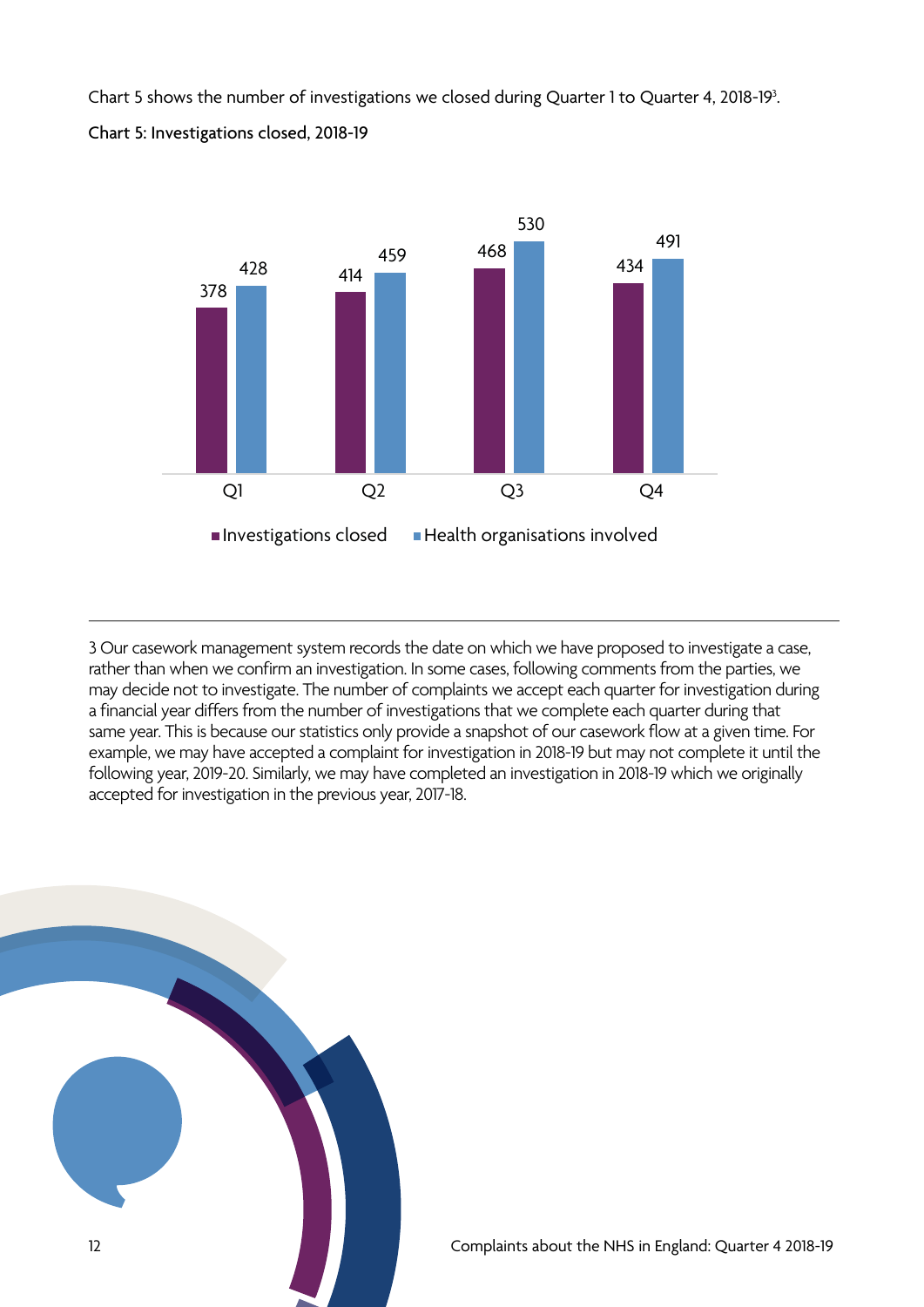Chart 5 shows the number of investigations we closed during Quarter 1 to Quarter 4, 2018-19[3].

**Chart 5: Investigations closed, 2018-19**

| | Investigations closed | Health organisations involved |
|---|---|---|
| Q1 | 378 | 428 |
| Q2 | 414 | 459 |
| Q3 | 468 | 530 |
| Q4 | 434 | 491 |

---

3 Our casework management system records the date on which we have proposed to investigate a case, rather than when we confirm an investigation. In some cases, following comments from the parties, we may decide not to investigate. The number of complaints we accept each quarter for investigation during a financial year differs from the number of investigations that we complete each quarter during that same year. This is because our statistics only provide a snapshot of our casework flow at a given time. For example, we may have accepted a complaint for investigation in 2018-19 but may not complete it until the following year, 2019-20. Similarly, we may have completed an investigation in 2018-19 which we originally accepted for investigation in the previous year, 2017-18.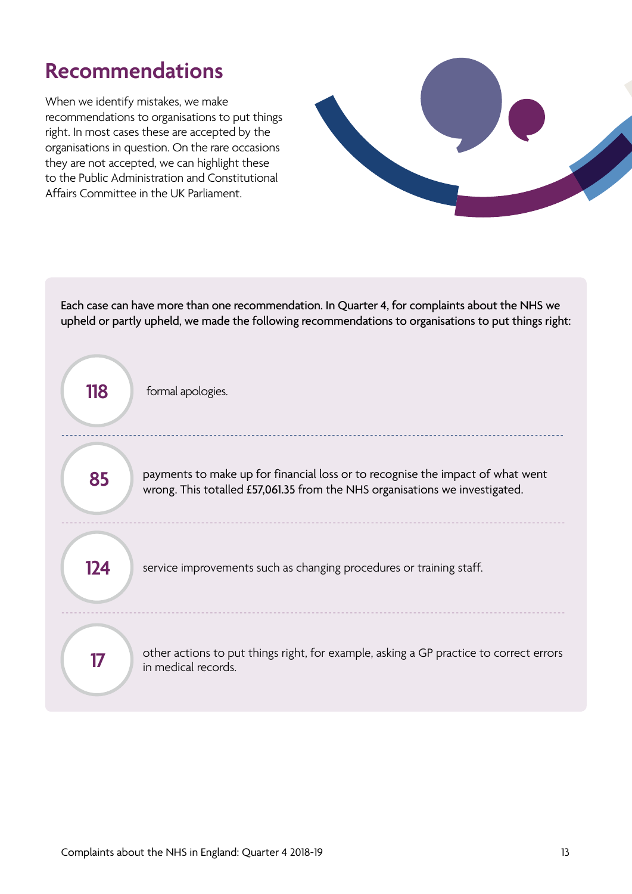# Recommendations

When we identify mistakes, we make recommendations to organisations to put things right. In most cases these are accepted by the organisations in question. On the rare occasions they are not accepted, we can highlight these to the Public Administration and Constitutional Affairs Committee in the UK Parliament.

Each case can have more than one recommendation. In Quarter 4, for complaints about the NHS we upheld or partly upheld, we made the following recommendations to organisations to put things right:

**118** formal apologies.

**85** payments to make up for financial loss or to recognise the impact of what went wrong. This totalled **£57,061.35** from the NHS organisations we investigated.

**124** service improvements such as changing procedures or training staff.

**17** other actions to put things right, for example, asking a GP practice to correct errors in medical records.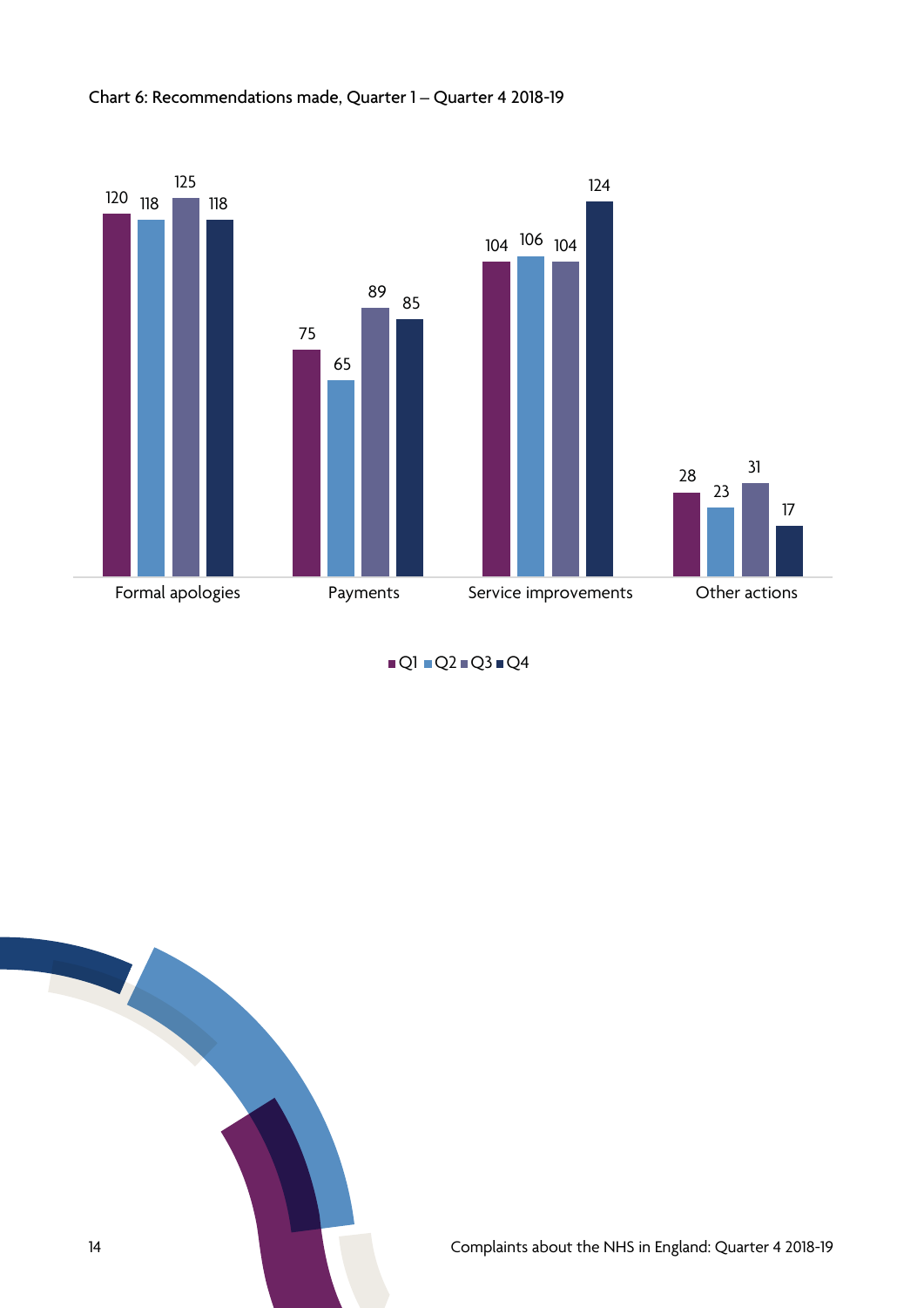Chart 6: Recommendations made, Quarter 1 – Quarter 4 2018-19

| | Q1 | Q2 | Q3 | Q4 |
|---|---|---|---|---|
| Formal apologies | 120 | 118 | 125 | 118 |
| Payments | 75 | 65 | 89 | 85 |
| Service improvements | 104 | 106 | 104 | 124 |
| Other actions | 28 | 23 | 31 | 17 |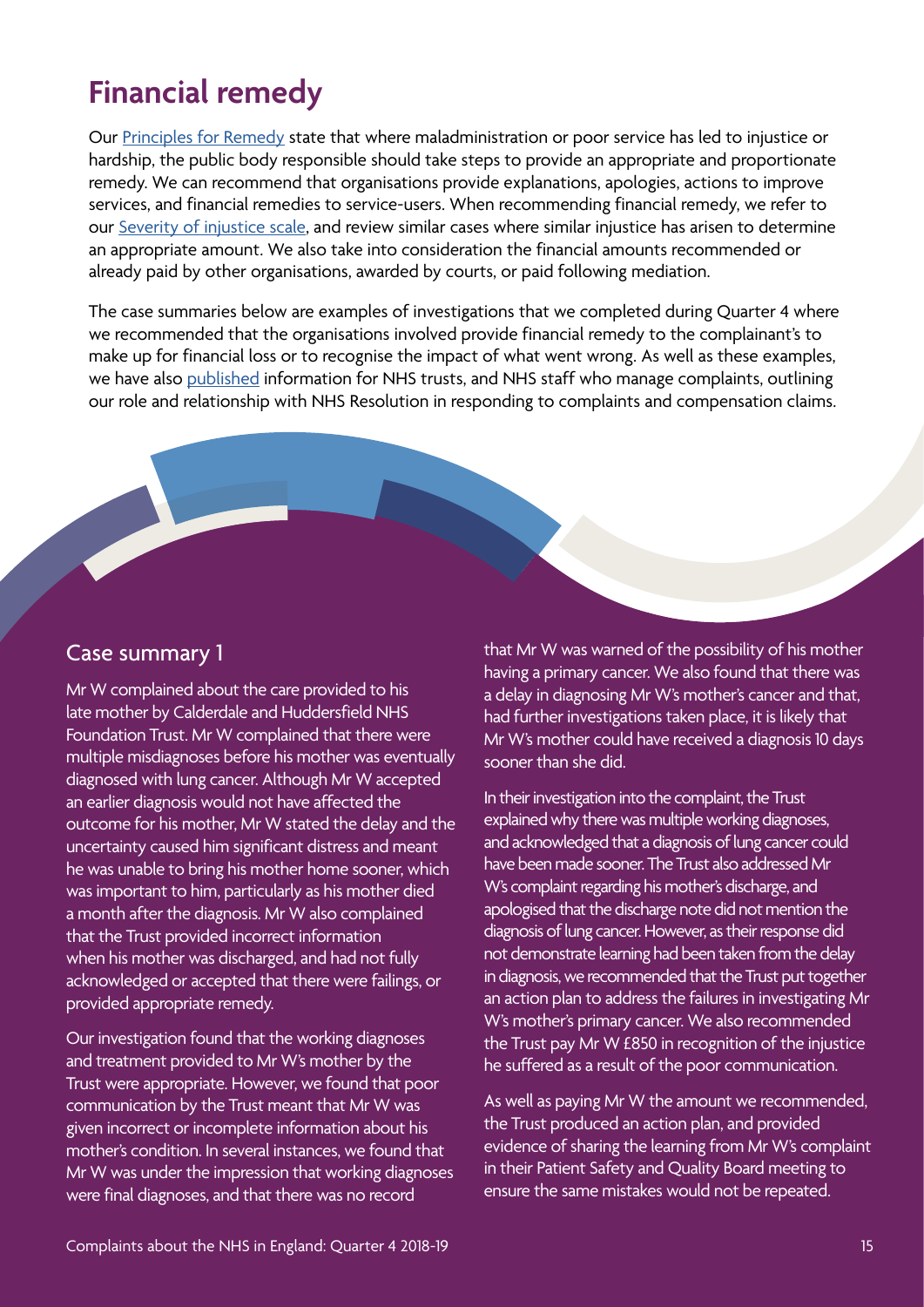# Financial remedy

Our [Principles for Remedy](#) state that where maladministration or poor service has led to injustice or hardship, the public body responsible should take steps to provide an appropriate and proportionate remedy. We can recommend that organisations provide explanations, apologies, actions to improve services, and financial remedies to service-users. When recommending financial remedy, we refer to our [Severity of injustice scale](#), and review similar cases where similar injustice has arisen to determine an appropriate amount. We also take into consideration the financial amounts recommended or already paid by other organisations, awarded by courts, or paid following mediation.

The case summaries below are examples of investigations that we completed during Quarter 4 where we recommended that the organisations involved provide financial remedy to the complainant's to make up for financial loss or to recognise the impact of what went wrong. As well as these examples, we have also [published](#) information for NHS trusts, and NHS staff who manage complaints, outlining our role and relationship with NHS Resolution in responding to complaints and compensation claims.

## Case summary 1

Mr W complained about the care provided to his late mother by Calderdale and Huddersfield NHS Foundation Trust. Mr W complained that there were multiple misdiagnoses before his mother was eventually diagnosed with lung cancer. Although Mr W accepted an earlier diagnosis would not have affected the outcome for his mother, Mr W stated the delay and the uncertainty caused him significant distress and meant he was unable to bring his mother home sooner, which was important to him, particularly as his mother died a month after the diagnosis. Mr W also complained that the Trust provided incorrect information when his mother was discharged, and had not fully acknowledged or accepted that there were failings, or provided appropriate remedy.

Our investigation found that the working diagnoses and treatment provided to Mr W's mother by the Trust were appropriate. However, we found that poor communication by the Trust meant that Mr W was given incorrect or incomplete information about his mother's condition. In several instances, we found that Mr W was under the impression that working diagnoses were final diagnoses, and that there was no record that Mr W was warned of the possibility of his mother having a primary cancer. We also found that there was a delay in diagnosing Mr W's mother's cancer and that, had further investigations taken place, it is likely that Mr W's mother could have received a diagnosis 10 days sooner than she did.

In their investigation into the complaint, the Trust explained why there was multiple working diagnoses, and acknowledged that a diagnosis of lung cancer could have been made sooner. The Trust also addressed Mr W's complaint regarding his mother's discharge, and apologised that the discharge note did not mention the diagnosis of lung cancer. However, as their response did not demonstrate learning had been taken from the delay in diagnosis, we recommended that the Trust put together an action plan to address the failures in investigating Mr W's mother's primary cancer. We also recommended the Trust pay Mr W £850 in recognition of the injustice he suffered as a result of the poor communication.

As well as paying Mr W the amount we recommended, the Trust produced an action plan, and provided evidence of sharing the learning from Mr W's complaint in their Patient Safety and Quality Board meeting to ensure the same mistakes would not be repeated.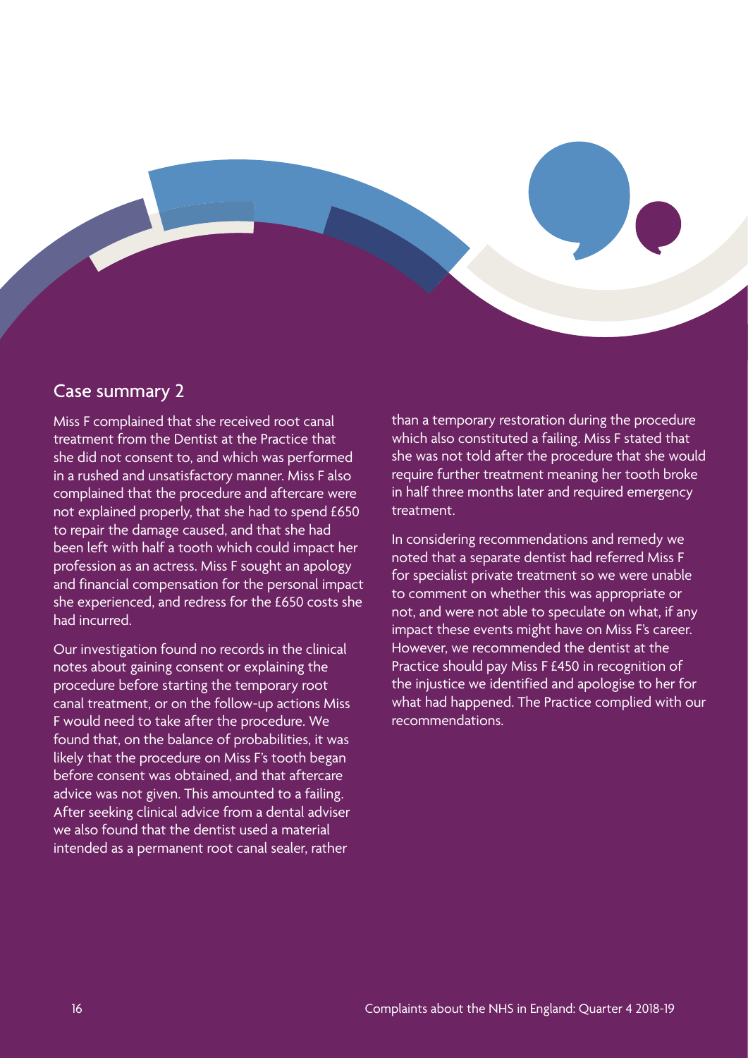## Case summary 2

Miss F complained that she received root canal treatment from the Dentist at the Practice that she did not consent to, and which was performed in a rushed and unsatisfactory manner. Miss F also complained that the procedure and aftercare were not explained properly, that she had to spend £650 to repair the damage caused, and that she had been left with half a tooth which could impact her profession as an actress. Miss F sought an apology and financial compensation for the personal impact she experienced, and redress for the £650 costs she had incurred.

Our investigation found no records in the clinical notes about gaining consent or explaining the procedure before starting the temporary root canal treatment, or on the follow-up actions Miss F would need to take after the procedure. We found that, on the balance of probabilities, it was likely that the procedure on Miss F's tooth began before consent was obtained, and that aftercare advice was not given. This amounted to a failing. After seeking clinical advice from a dental adviser we also found that the dentist used a material intended as a permanent root canal sealer, rather than a temporary restoration during the procedure which also constituted a failing. Miss F stated that she was not told after the procedure that she would require further treatment meaning her tooth broke in half three months later and required emergency treatment.

In considering recommendations and remedy we noted that a separate dentist had referred Miss F for specialist private treatment so we were unable to comment on whether this was appropriate or not, and were not able to speculate on what, if any impact these events might have on Miss F's career. However, we recommended the dentist at the Practice should pay Miss F £450 in recognition of the injustice we identified and apologise to her for what had happened. The Practice complied with our recommendations.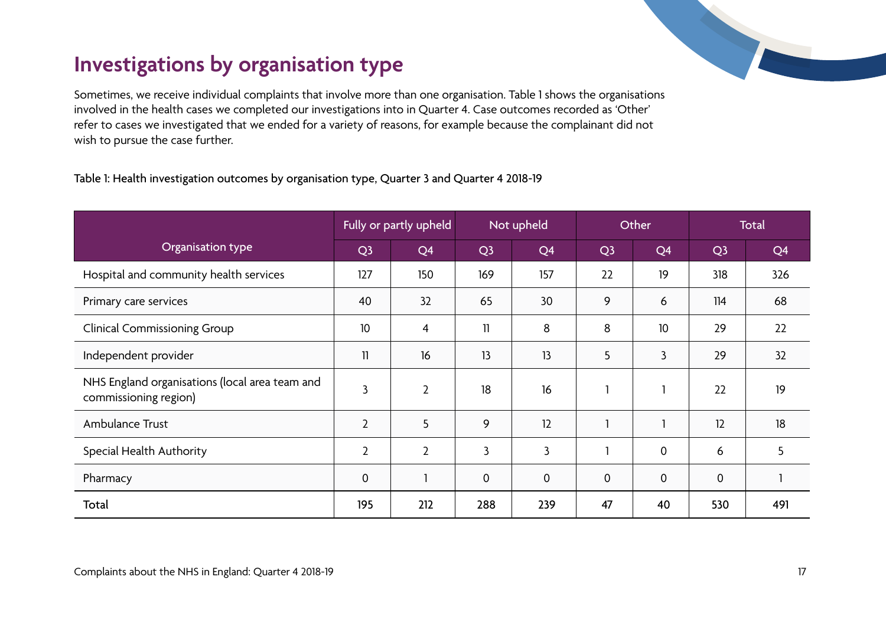## Investigations by organisation type

Sometimes, we receive individual complaints that involve more than one organisation. Table 1 shows the organisations involved in the health cases we completed our investigations into in Quarter 4. Case outcomes recorded as 'Other' refer to cases we investigated that we ended for a variety of reasons, for example because the complainant did not wish to pursue the case further.

Table 1: Health investigation outcomes by organisation type, Quarter 3 and Quarter 4 2018-19

| Organisation type | Fully or partly upheld | | Not upheld | | Other | | Total | |
|---|---|---|---|---|---|---|---|---|
| | Q3 | Q4 | Q3 | Q4 | Q3 | Q4 | Q3 | Q4 |
| Hospital and community health services | 127 | 150 | 169 | 157 | 22 | 19 | 318 | 326 |
| Primary care services | 40 | 32 | 65 | 30 | 9 | 6 | 114 | 68 |
| Clinical Commissioning Group | 10 | 4 | 11 | 8 | 8 | 10 | 29 | 22 |
| Independent provider | 11 | 16 | 13 | 13 | 5 | 3 | 29 | 32 |
| NHS England organisations (local area team and commissioning region) | 3 | 2 | 18 | 16 | 1 | 1 | 22 | 19 |
| Ambulance Trust | 2 | 5 | 9 | 12 | 1 | 1 | 12 | 18 |
| Special Health Authority | 2 | 2 | 3 | 3 | 1 | 0 | 6 | 5 |
| Pharmacy | 0 | 1 | 0 | 0 | 0 | 0 | 0 | 1 |
| **Total** | **195** | **212** | **288** | **239** | **47** | **40** | **530** | **491** |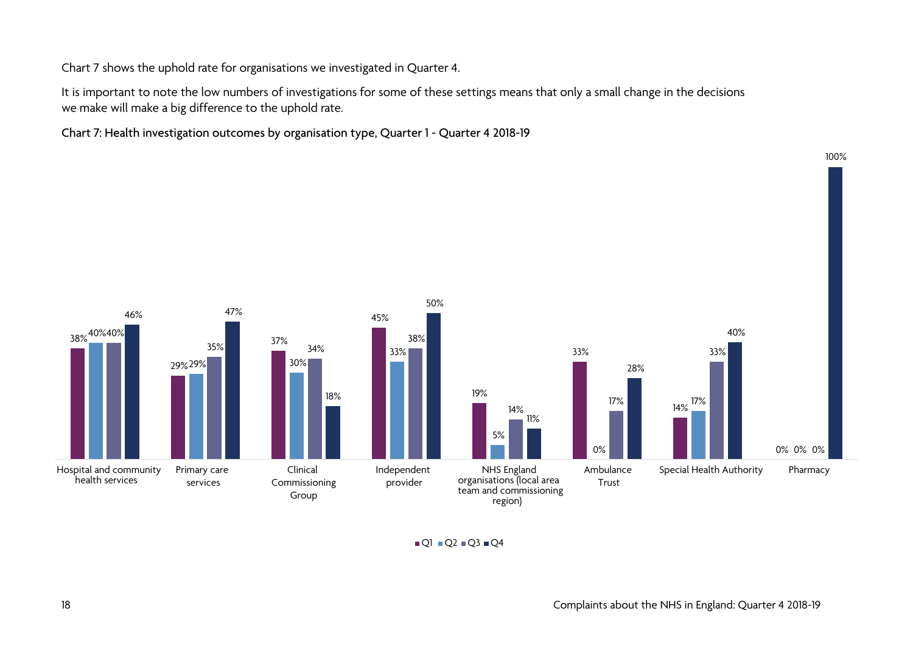Chart 7 shows the uphold rate for organisations we investigated in Quarter 4.

It is important to note the low numbers of investigations for some of these settings means that only a small change in the decisions we make will make a big difference to the uphold rate.

Chart 7: Health investigation outcomes by organisation type, Quarter 1 - Quarter 4 2018-19

| Organisation type | Q1 | Q2 | Q3 | Q4 |
|---|---|---|---|---|
| Hospital and community health services | 38% | 40% | 40% | 46% |
| Primary care services | 29% | 29% | 35% | 47% |
| Clinical Commissioning Group | 37% | 30% | 34% | 18% |
| Independent provider | 45% | 33% | 38% | 50% |
| NHS England organisations (local area team and commissioning region) | 19% | 5% | 14% | 11% |
| Ambulance Trust | 33% | 0% | 17% | 28% |
| Special Health Authority | 14% | 17% | 33% | 40% |
| Pharmacy | 0% | 0% | 0% | 100% |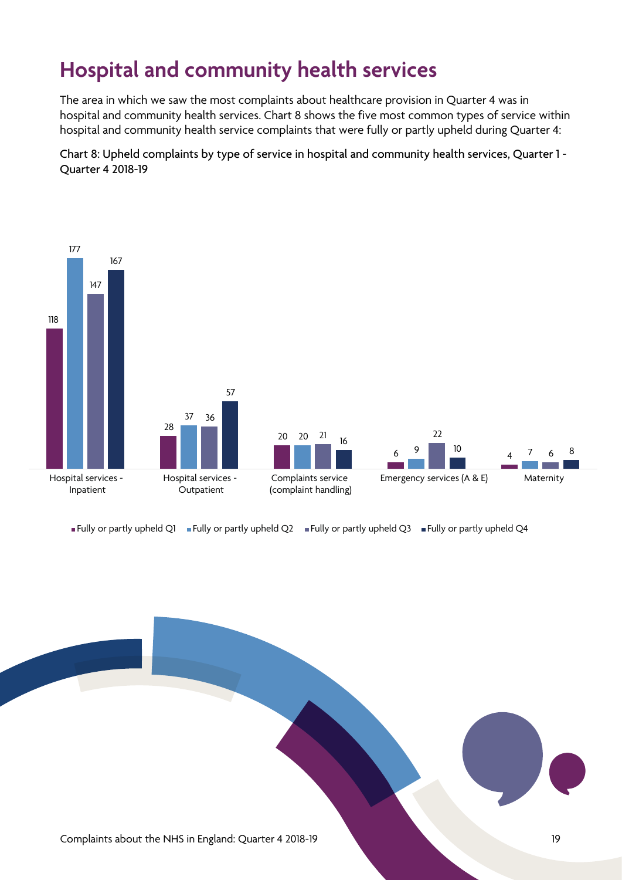# Hospital and community health services

The area in which we saw the most complaints about healthcare provision in Quarter 4 was in hospital and community health services. Chart 8 shows the five most common types of service within hospital and community health service complaints that were fully or partly upheld during Quarter 4:

Chart 8: Upheld complaints by type of service in hospital and community health services, Quarter 1 - Quarter 4 2018-19

| | Fully or partly upheld Q1 | Fully or partly upheld Q2 | Fully or partly upheld Q3 | Fully or partly upheld Q4 |
|---|---|---|---|---|
| Hospital services - Inpatient | 118 | 177 | 147 | 167 |
| Hospital services - Outpatient | 28 | 37 | 36 | 57 |
| Complaints service (complaint handling) | 20 | 20 | 21 | 16 |
| Emergency services (A & E) | 6 | 9 | 22 | 10 |
| Maternity | 4 | 7 | 6 | 8 |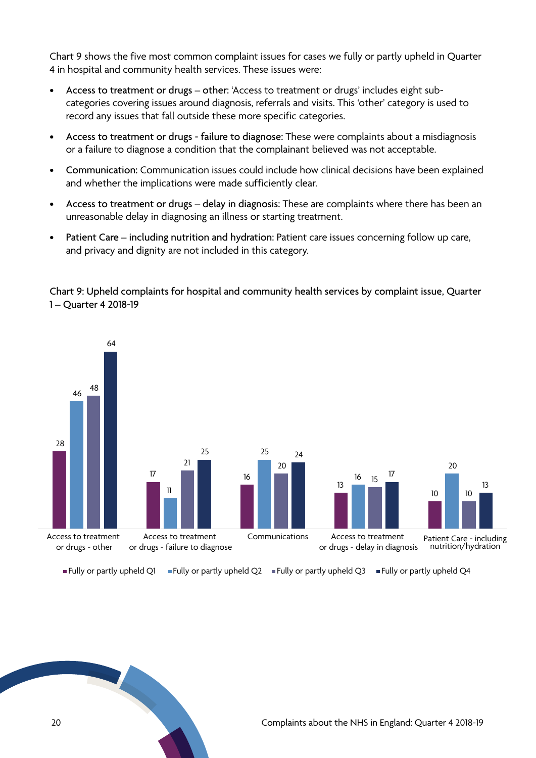Chart 9 shows the five most common complaint issues for cases we fully or partly upheld in Quarter 4 in hospital and community health services. These issues were:

- **Access to treatment or drugs – other:** 'Access to treatment or drugs' includes eight sub-categories covering issues around diagnosis, referrals and visits. This 'other' category is used to record any issues that fall outside these more specific categories.
- **Access to treatment or drugs - failure to diagnose:** These were complaints about a misdiagnosis or a failure to diagnose a condition that the complainant believed was not acceptable.
- **Communication:** Communication issues could include how clinical decisions have been explained and whether the implications were made sufficiently clear.
- **Access to treatment or drugs – delay in diagnosis:** These are complaints where there has been an unreasonable delay in diagnosing an illness or starting treatment.
- **Patient Care – including nutrition and hydration:** Patient care issues concerning follow up care, and privacy and dignity are not included in this category.

Chart 9: Upheld complaints for hospital and community health services by complaint issue, Quarter 1 – Quarter 4 2018-19

| Complaint issue | Fully or partly upheld Q1 | Fully or partly upheld Q2 | Fully or partly upheld Q3 | Fully or partly upheld Q4 |
| --- | --- | --- | --- | --- |
| Access to treatment or drugs - other | 28 | 46 | 48 | 64 |
| Access to treatment or drugs - failure to diagnose | 17 | 11 | 21 | 25 |
| Communications | 16 | 25 | 20 | 24 |
| Access to treatment or drugs - delay in diagnosis | 13 | 16 | 15 | 17 |
| Patient Care - including nutrition/hydration | 10 | 20 | 10 | 13 |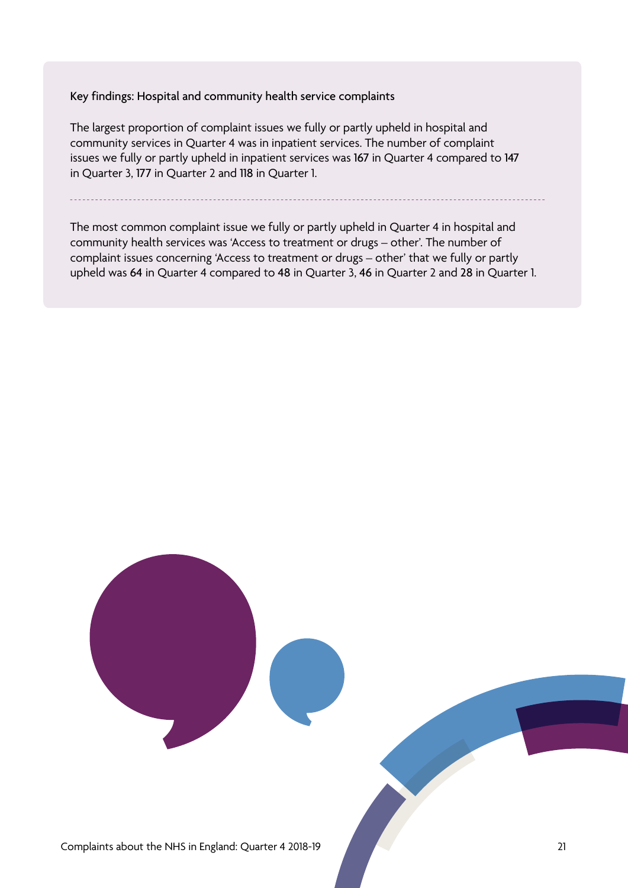### Key findings: Hospital and community health service complaints

The largest proportion of complaint issues we fully or partly upheld in hospital and community services in Quarter 4 was in inpatient services. The number of complaint issues we fully or partly upheld in inpatient services was 167 in Quarter 4 compared to 147 in Quarter 3, 177 in Quarter 2 and 118 in Quarter 1.

---

The most common complaint issue we fully or partly upheld in Quarter 4 in hospital and community health services was 'Access to treatment or drugs – other'. The number of complaint issues concerning 'Access to treatment or drugs – other' that we fully or partly upheld was 64 in Quarter 4 compared to 48 in Quarter 3, 46 in Quarter 2 and 28 in Quarter 1.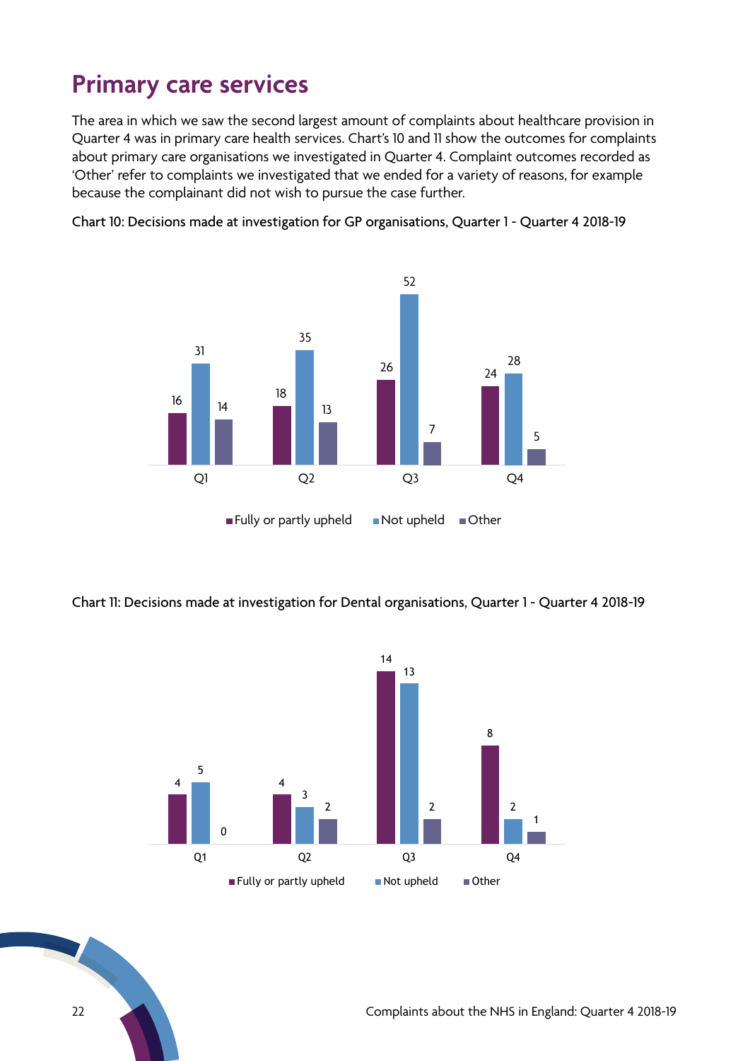# Primary care services

The area in which we saw the second largest amount of complaints about healthcare provision in Quarter 4 was in primary care health services. Chart's 10 and 11 show the outcomes for complaints about primary care organisations we investigated in Quarter 4. Complaint outcomes recorded as 'Other' refer to complaints we investigated that we ended for a variety of reasons, for example because the complainant did not wish to pursue the case further.

Chart 10: Decisions made at investigation for GP organisations, Quarter 1 - Quarter 4 2018-19

| | Fully or partly upheld | Not upheld | Other |
|---|---|---|---|
| Q1 | 16 | 31 | 14 |
| Q2 | 18 | 35 | 13 |
| Q3 | 26 | 52 | 7 |
| Q4 | 24 | 28 | 5 |

Chart 11: Decisions made at investigation for Dental organisations, Quarter 1 - Quarter 4 2018-19

| | Fully or partly upheld | Not upheld | Other |
|---|---|---|---|
| Q1 | 4 | 5 | 0 |
| Q2 | 4 | 3 | 2 |
| Q3 | 14 | 13 | 2 |
| Q4 | 8 | 2 | 1 |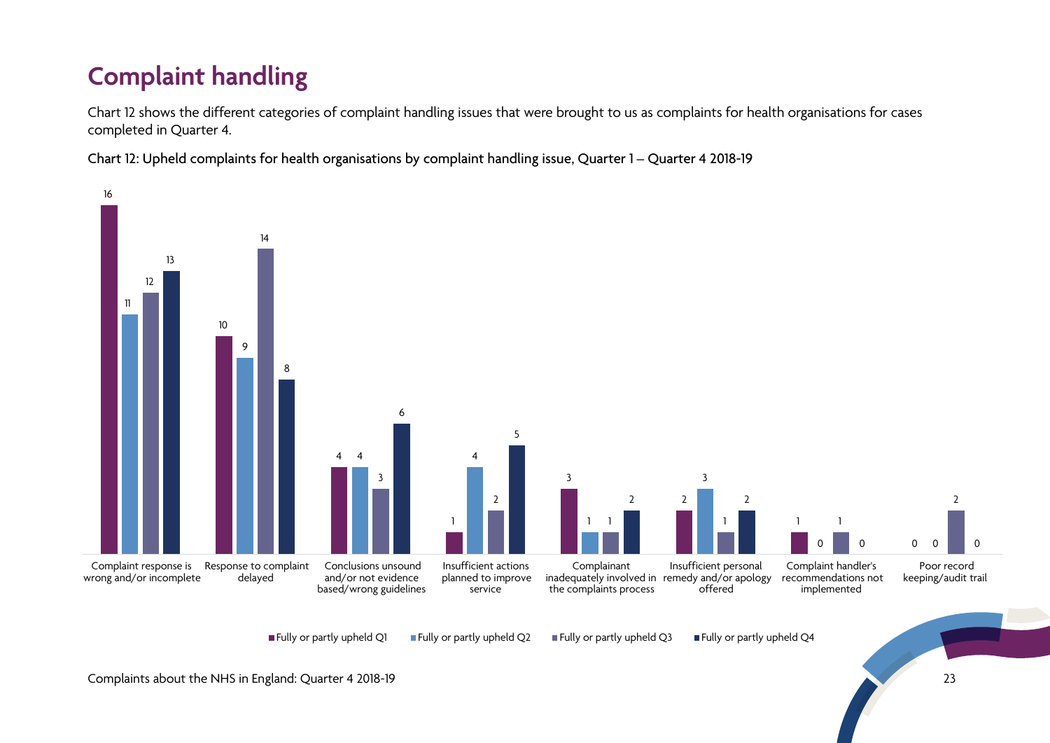# Complaint handling

Chart 12 shows the different categories of complaint handling issues that were brought to us as complaints for health organisations for cases completed in Quarter 4.

Chart 12: Upheld complaints for health organisations by complaint handling issue, Quarter 1 – Quarter 4 2018-19

| Complaint handling issue | Fully or partly upheld Q1 | Fully or partly upheld Q2 | Fully or partly upheld Q3 | Fully or partly upheld Q4 |
|---|---|---|---|---|
| Complaint response is wrong and/or incomplete | 16 | 11 | 12 | 13 |
| Response to complaint delayed | 10 | 9 | 14 | 8 |
| Conclusions unsound and/or not evidence based/wrong guidelines | 4 | 4 | 3 | 6 |
| Insufficient actions planned to improve service | 1 | 4 | 2 | 5 |
| Complainant inadequately involved in the complaints process | 3 | 1 | 1 | 2 |
| Insufficient personal remedy and/or apology offered | 2 | 3 | 1 | 2 |
| Complaint handler's recommendations not implemented | 1 | 0 | 1 | 0 |
| Poor record keeping/audit trail | 0 | 0 | 2 | 0 |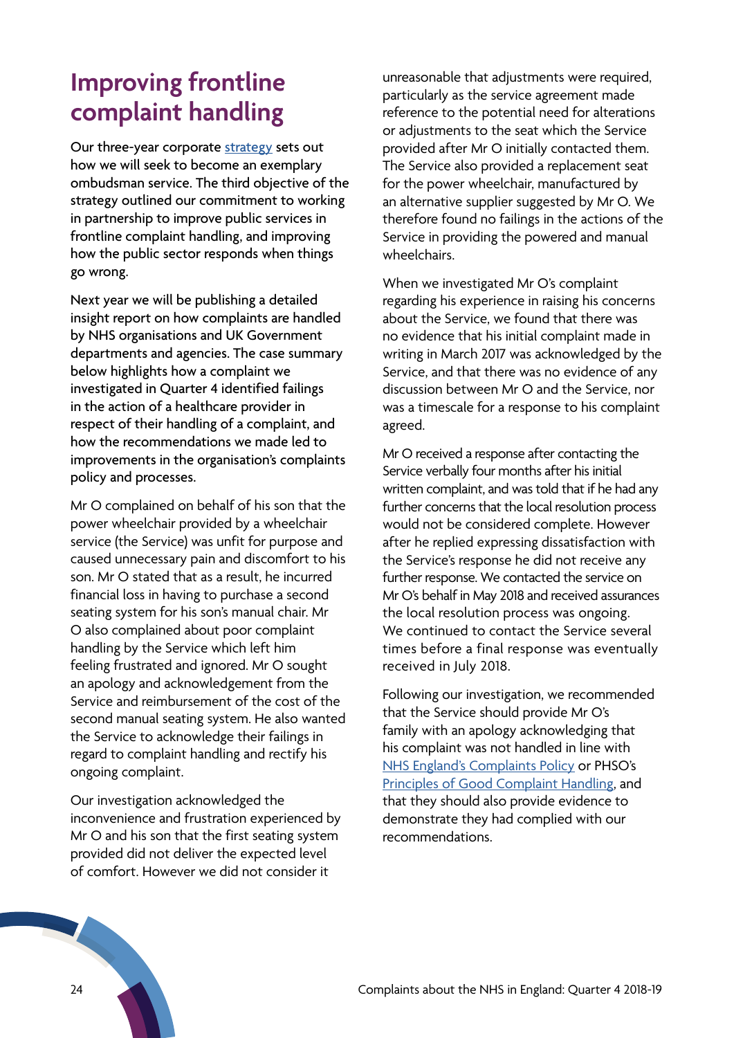# Improving frontline complaint handling

Our three-year corporate strategy sets out how we will seek to become an exemplary ombudsman service. The third objective of the strategy outlined our commitment to working in partnership to improve public services in frontline complaint handling, and improving how the public sector responds when things go wrong.

Next year we will be publishing a detailed insight report on how complaints are handled by NHS organisations and UK Government departments and agencies. The case summary below highlights how a complaint we investigated in Quarter 4 identified failings in the action of a healthcare provider in respect of their handling of a complaint, and how the recommendations we made led to improvements in the organisation's complaints policy and processes.

Mr O complained on behalf of his son that the power wheelchair provided by a wheelchair service (the Service) was unfit for purpose and caused unnecessary pain and discomfort to his son. Mr O stated that as a result, he incurred financial loss in having to purchase a second seating system for his son's manual chair. Mr O also complained about poor complaint handling by the Service which left him feeling frustrated and ignored. Mr O sought an apology and acknowledgement from the Service and reimbursement of the cost of the second manual seating system. He also wanted the Service to acknowledge their failings in regard to complaint handling and rectify his ongoing complaint.

Our investigation acknowledged the inconvenience and frustration experienced by Mr O and his son that the first seating system provided did not deliver the expected level of comfort. However we did not consider it unreasonable that adjustments were required, particularly as the service agreement made reference to the potential need for alterations or adjustments to the seat which the Service provided after Mr O initially contacted them. The Service also provided a replacement seat for the power wheelchair, manufactured by an alternative supplier suggested by Mr O. We therefore found no failings in the actions of the Service in providing the powered and manual wheelchairs.

When we investigated Mr O's complaint regarding his experience in raising his concerns about the Service, we found that there was no evidence that his initial complaint made in writing in March 2017 was acknowledged by the Service, and that there was no evidence of any discussion between Mr O and the Service, nor was a timescale for a response to his complaint agreed.

Mr O received a response after contacting the Service verbally four months after his initial written complaint, and was told that if he had any further concerns that the local resolution process would not be considered complete. However after he replied expressing dissatisfaction with the Service's response he did not receive any further response. We contacted the service on Mr O's behalf in May 2018 and received assurances the local resolution process was ongoing. We continued to contact the Service several times before a final response was eventually received in July 2018.

Following our investigation, we recommended that the Service should provide Mr O's family with an apology acknowledging that his complaint was not handled in line with NHS England's Complaints Policy or PHSO's Principles of Good Complaint Handling, and that they should also provide evidence to demonstrate they had complied with our recommendations.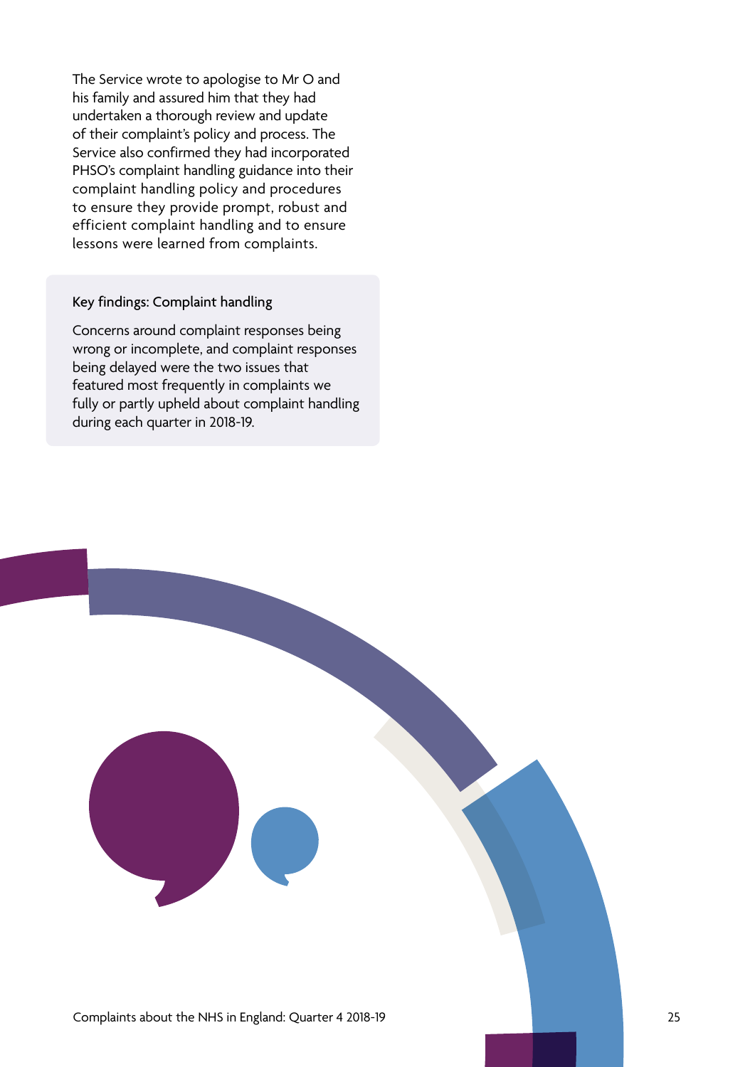The Service wrote to apologise to Mr O and his family and assured him that they had undertaken a thorough review and update of their complaint's policy and process. The Service also confirmed they had incorporated PHSO's complaint handling guidance into their complaint handling policy and procedures to ensure they provide prompt, robust and efficient complaint handling and to ensure lessons were learned from complaints.

### Key findings: Complaint handling

Concerns around complaint responses being wrong or incomplete, and complaint responses being delayed were the two issues that featured most frequently in complaints we fully or partly upheld about complaint handling during each quarter in 2018-19.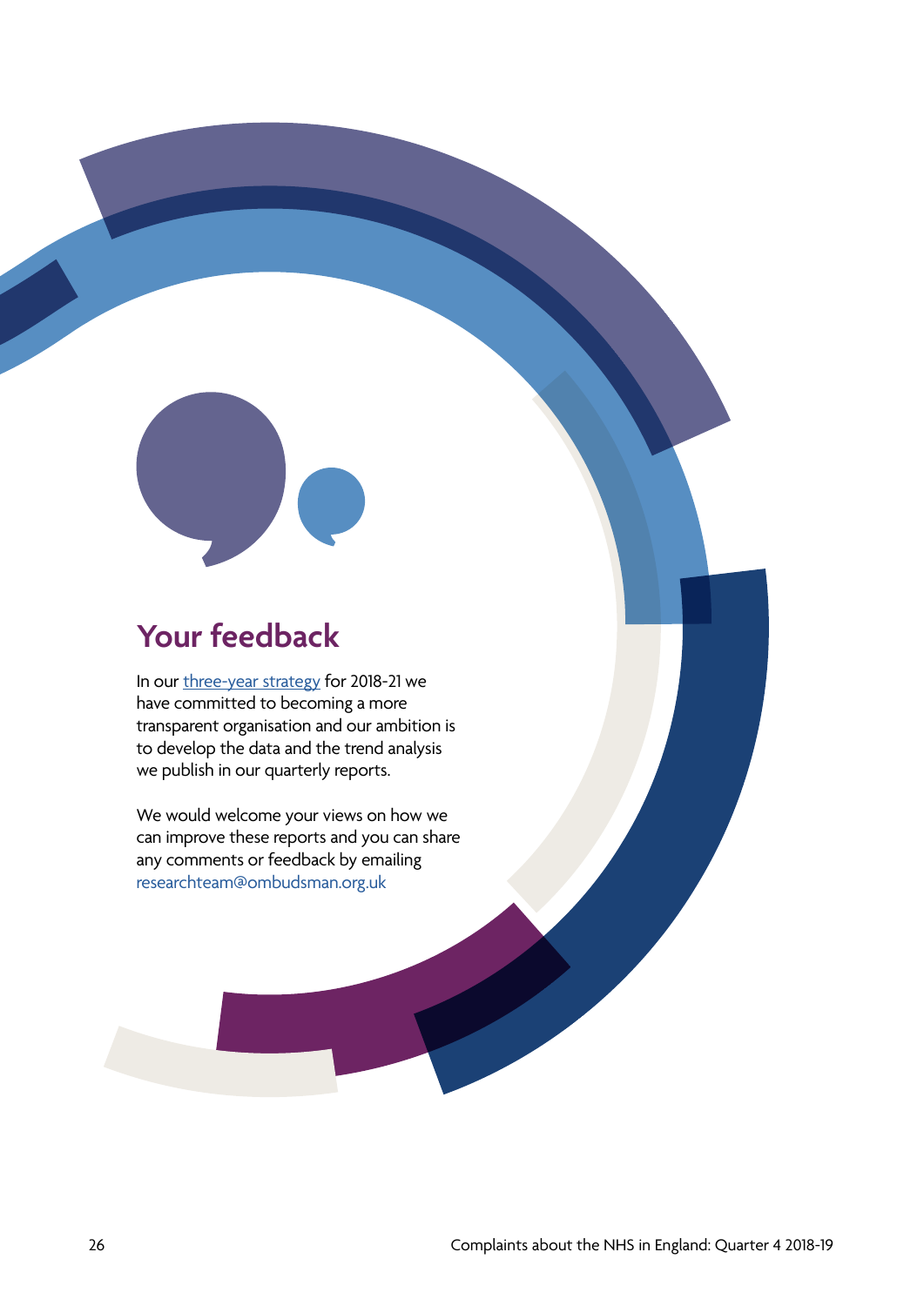## Your feedback

In our [three-year strategy](three-year strategy) for 2018-21 we have committed to becoming a more transparent organisation and our ambition is to develop the data and the trend analysis we publish in our quarterly reports.

We would welcome your views on how we can improve these reports and you can share any comments or feedback by emailing researchteam@ombudsman.org.uk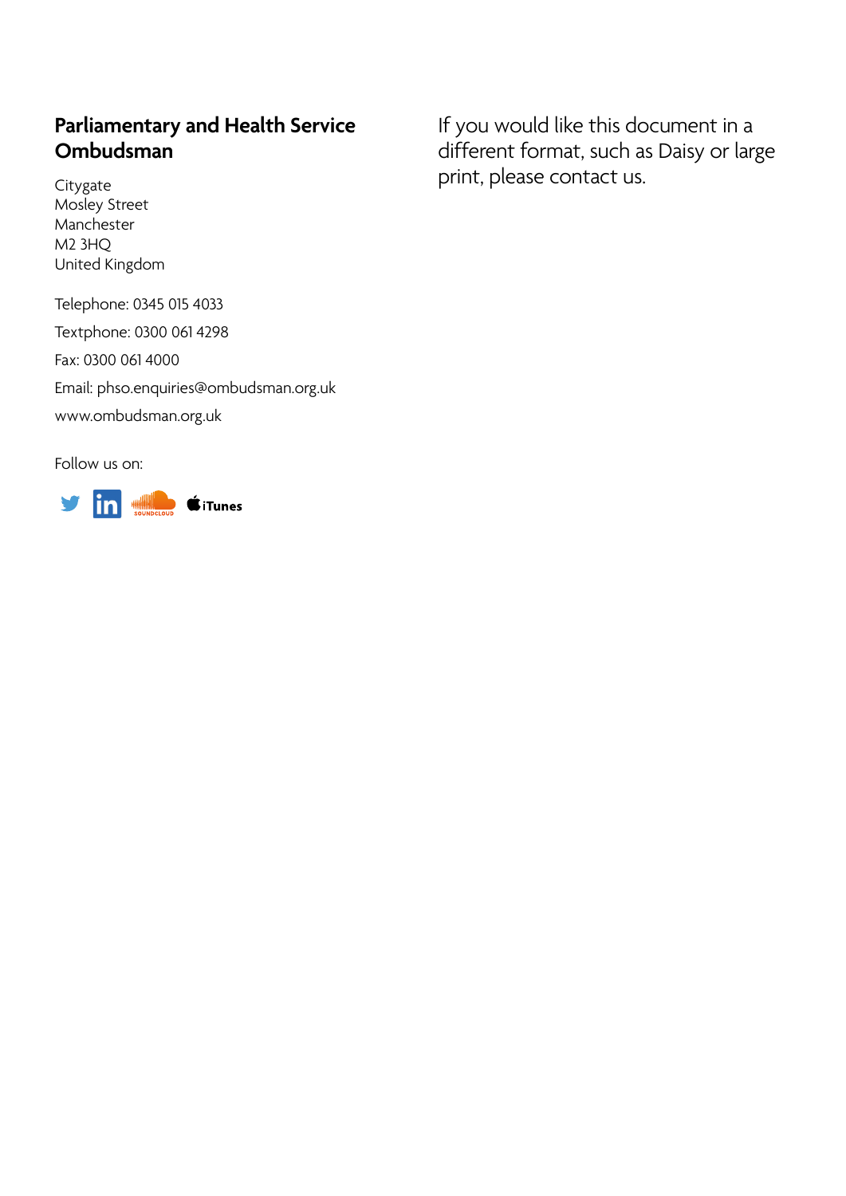**Parliamentary and Health Service Ombudsman**

Citygate
Mosley Street
Manchester
M2 3HQ
United Kingdom

Telephone: 0345 015 4033

Textphone: 0300 061 4298

Fax: 0300 061 4000

Email: phso.enquiries@ombudsman.org.uk

www.ombudsman.org.uk

Follow us on:

If you would like this document in a different format, such as Daisy or large print, please contact us.